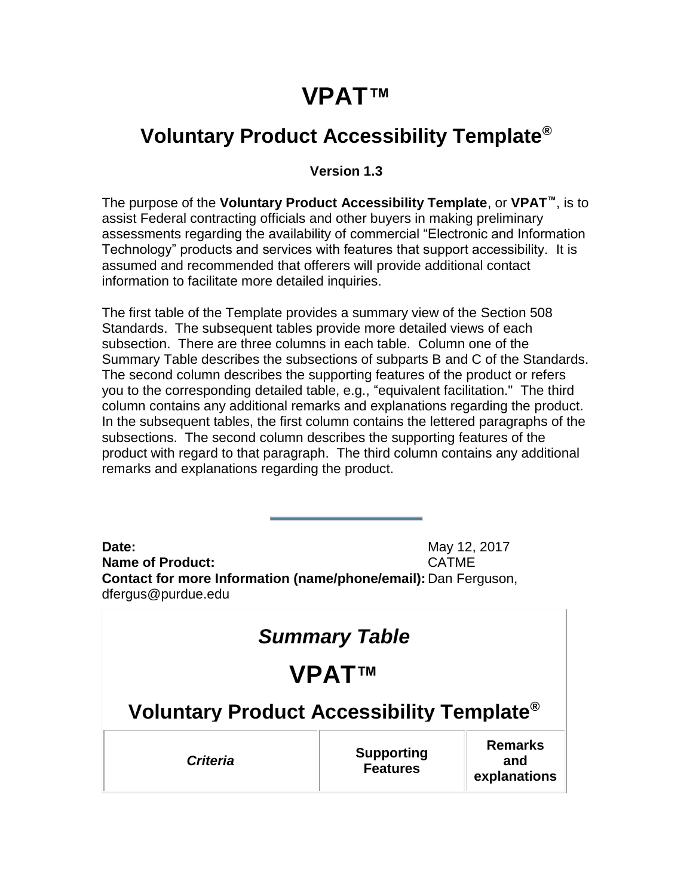# VPAT™

## Voluntary Product Accessibility Template®

**Version 1.3**

The purpose of the **Voluntary Product Accessibility Template**, or **VPAT™**, is to assist Federal contracting officials and other buyers in making preliminary assessments regarding the availability of commercial "Electronic and Information Technology" products and services with features that support accessibility. It is assumed and recommended that offerers will provide additional contact information to facilitate more detailed inquiries.

The first table of the Template provides a summary view of the Section 508 Standards. The subsequent tables provide more detailed views of each subsection. There are three columns in each table. Column one of the Summary Table describes the subsections of subparts B and C of the Standards. The second column describes the supporting features of the product or refers you to the corresponding detailed table, e.g., "equivalent facilitation." The third column contains any additional remarks and explanations regarding the product. In the subsequent tables, the first column contains the lettered paragraphs of the subsections. The second column describes the supporting features of the product with regard to that paragraph. The third column contains any additional remarks and explanations regarding the product.

---

**Date:** May 12, 2017
**Name of Product:** CATME
**Contact for more Information (name/phone/email):** Dan Ferguson, dfergus@purdue.edu

## *Summary Table*

## VPAT™

## Voluntary Product Accessibility Template®

| *Criteria* | **Supporting Features** | **Remarks and explanations** |
|---|---|---|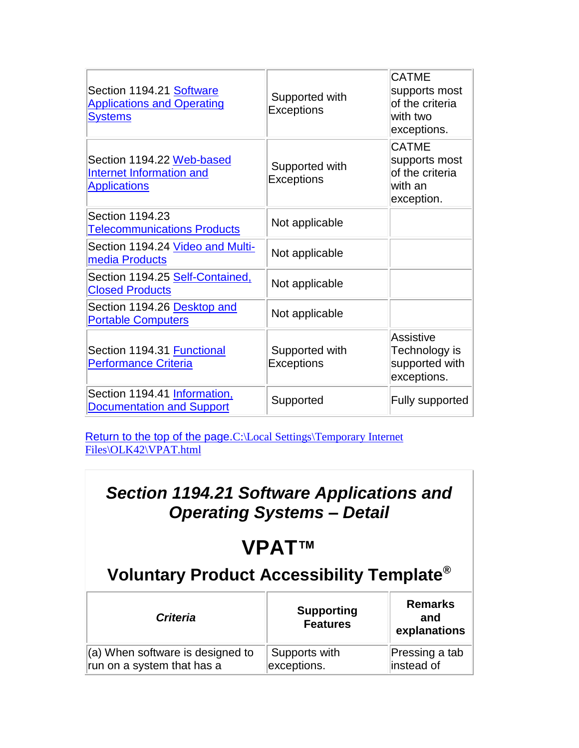| | | |
|---|---|---|
| Section 1194.21 Software Applications and Operating Systems | Supported with Exceptions | CATME supports most of the criteria with two exceptions. |
| Section 1194.22 Web-based Internet Information and Applications | Supported with Exceptions | CATME supports most of the criteria with an exception. |
| Section 1194.23 Telecommunications Products | Not applicable | |
| Section 1194.24 Video and Multi-media Products | Not applicable | |
| Section 1194.25 Self-Contained, Closed Products | Not applicable | |
| Section 1194.26 Desktop and Portable Computers | Not applicable | |
| Section 1194.31 Functional Performance Criteria | Supported with Exceptions | Assistive Technology is supported with exceptions. |
| Section 1194.41 Information, Documentation and Support | Supported | Fully supported |

Return to the top of the page.C:\Local Settings\Temporary Internet Files\OLK42\VPAT.html

## *Section 1194.21 Software Applications and Operating Systems – Detail*

# VPAT™

### Voluntary Product Accessibility Template®

| *Criteria* | **Supporting Features** | **Remarks and explanations** |
|---|---|---|
| (a) When software is designed to run on a system that has a | Supports with exceptions. | Pressing a tab instead of |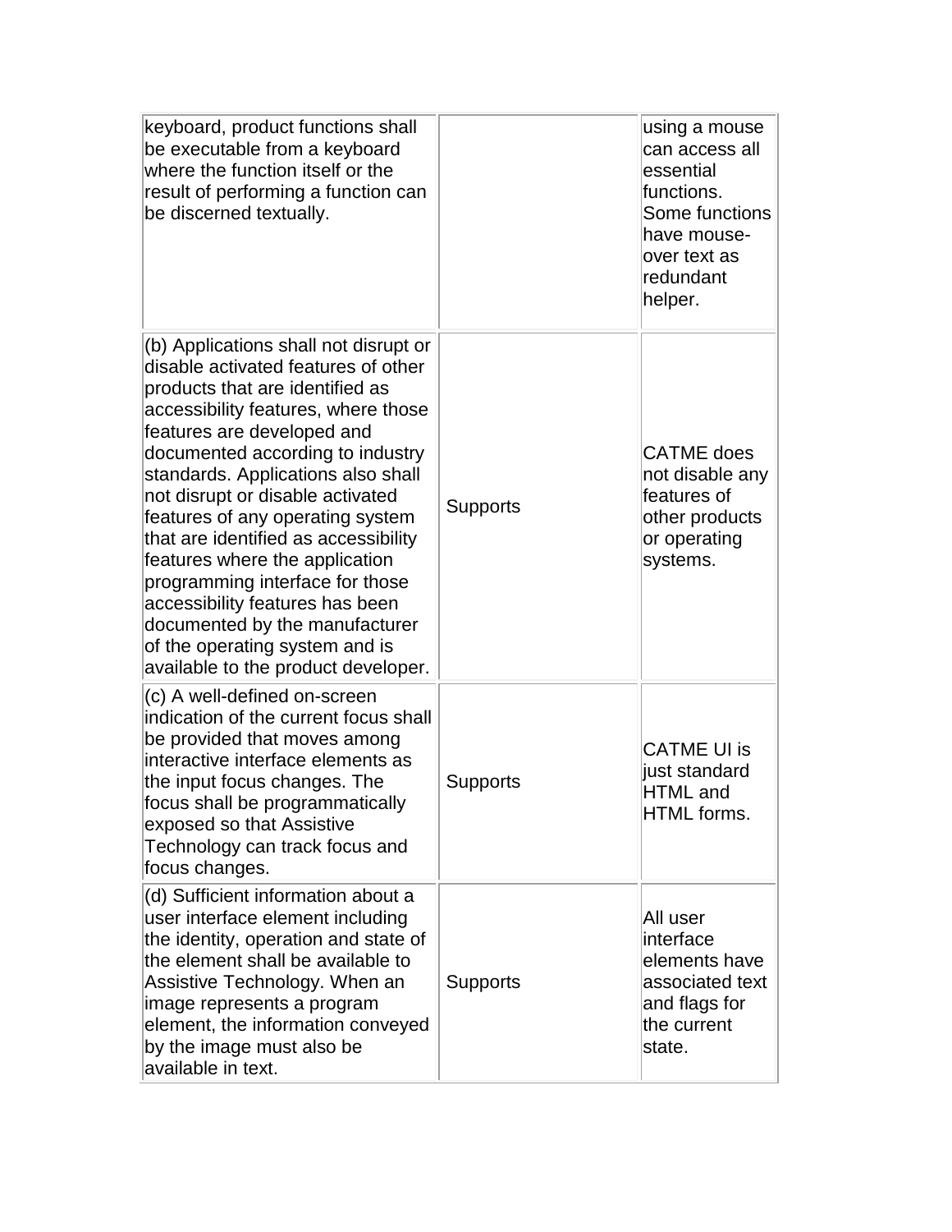| | | |
|---|---|---|
| keyboard, product functions shall be executable from a keyboard where the function itself or the result of performing a function can be discerned textually. | | using a mouse can access all essential functions. Some functions have mouse-over text as redundant helper. |
| (b) Applications shall not disrupt or disable activated features of other products that are identified as accessibility features, where those features are developed and documented according to industry standards. Applications also shall not disrupt or disable activated features of any operating system that are identified as accessibility features where the application programming interface for those accessibility features has been documented by the manufacturer of the operating system and is available to the product developer. | Supports | CATME does not disable any features of other products or operating systems. |
| (c) A well-defined on-screen indication of the current focus shall be provided that moves among interactive interface elements as the input focus changes. The focus shall be programmatically exposed so that Assistive Technology can track focus and focus changes. | Supports | CATME UI is just standard HTML and HTML forms. |
| (d) Sufficient information about a user interface element including the identity, operation and state of the element shall be available to Assistive Technology. When an image represents a program element, the information conveyed by the image must also be available in text. | Supports | All user interface elements have associated text and flags for the current state. |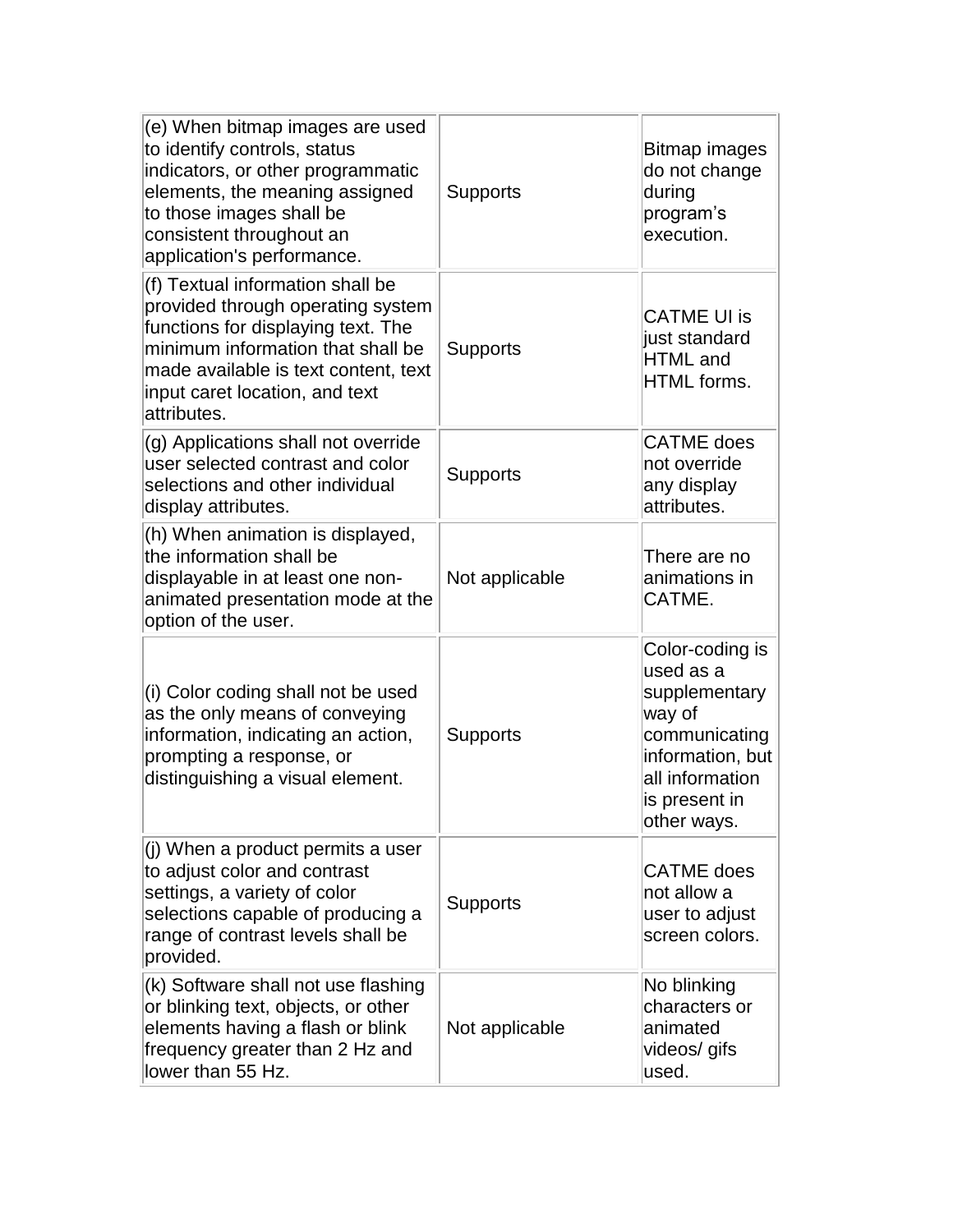| | | |
|---|---|---|
| (e) When bitmap images are used to identify controls, status indicators, or other programmatic elements, the meaning assigned to those images shall be consistent throughout an application's performance. | Supports | Bitmap images do not change during program’s execution. |
| (f) Textual information shall be provided through operating system functions for displaying text. The minimum information that shall be made available is text content, text input caret location, and text attributes. | Supports | CATME UI is just standard HTML and HTML forms. |
| (g) Applications shall not override user selected contrast and color selections and other individual display attributes. | Supports | CATME does not override any display attributes. |
| (h) When animation is displayed, the information shall be displayable in at least one non-animated presentation mode at the option of the user. | Not applicable | There are no animations in CATME. |
| (i) Color coding shall not be used as the only means of conveying information, indicating an action, prompting a response, or distinguishing a visual element. | Supports | Color-coding is used as a supplementary way of communicating information, but all information is present in other ways. |
| (j) When a product permits a user to adjust color and contrast settings, a variety of color selections capable of producing a range of contrast levels shall be provided. | Supports | CATME does not allow a user to adjust screen colors. |
| (k) Software shall not use flashing or blinking text, objects, or other elements having a flash or blink frequency greater than 2 Hz and lower than 55 Hz. | Not applicable | No blinking characters or animated videos/ gifs used. |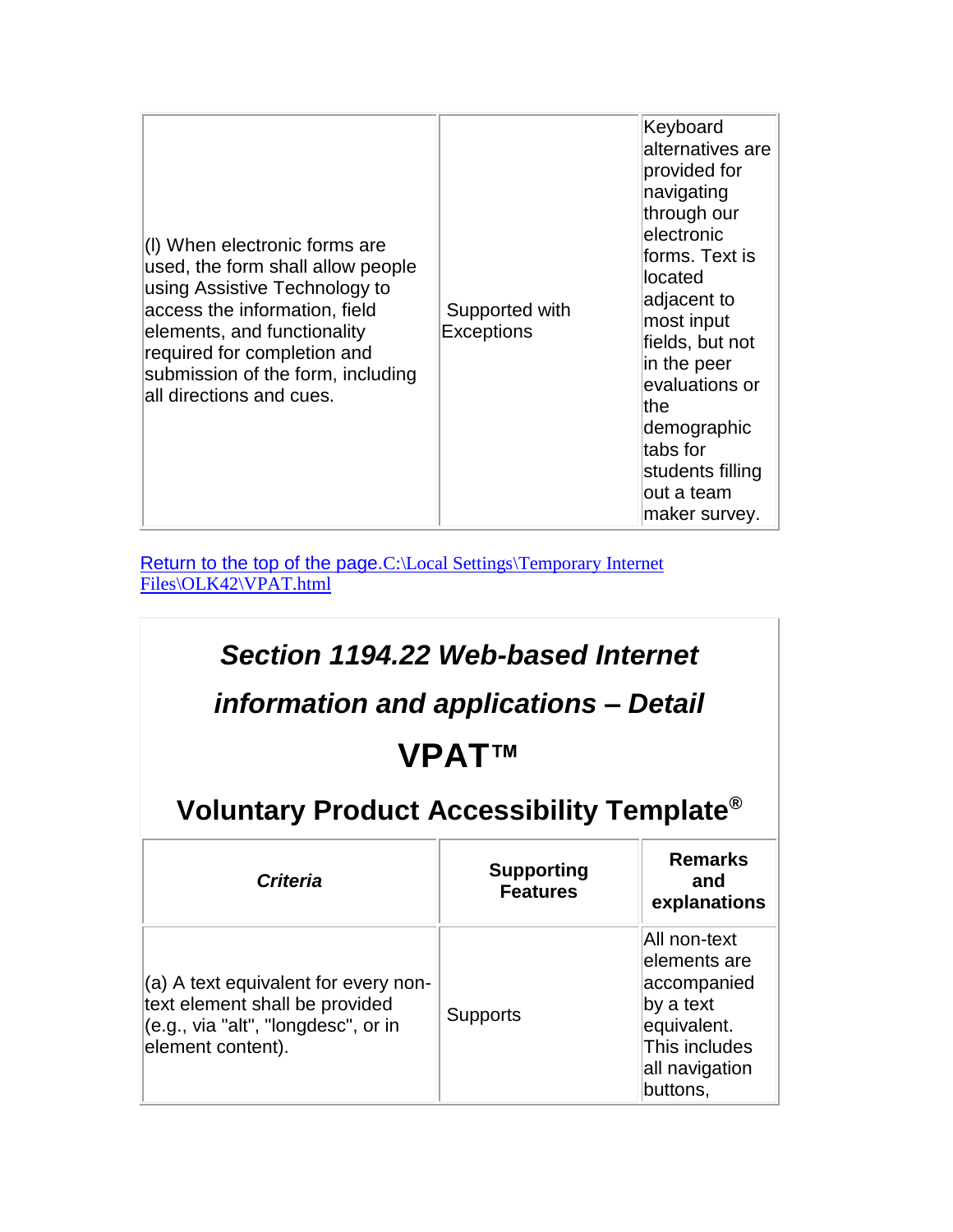| | | |
|---|---|---|
| (l) When electronic forms are used, the form shall allow people using Assistive Technology to access the information, field elements, and functionality required for completion and submission of the form, including all directions and cues. | Supported with Exceptions | Keyboard alternatives are provided for navigating through our electronic forms. Text is located adjacent to most input fields, but not in the peer evaluations or the demographic tabs for students filling out a team maker survey. |

[Return to the top of the page.C:\Local Settings\Temporary Internet Files\OLK42\VPAT.html](C:\Local Settings\Temporary Internet Files\OLK42\VPAT.html)

## *Section 1194.22 Web-based Internet information and applications – Detail*

## VPAT™

### Voluntary Product Accessibility Template®

| *Criteria* | Supporting Features | Remarks and explanations |
|---|---|---|
| (a) A text equivalent for every non-text element shall be provided (e.g., via "alt", "longdesc", or in element content). | Supports | All non-text elements are accompanied by a text equivalent. This includes all navigation buttons, |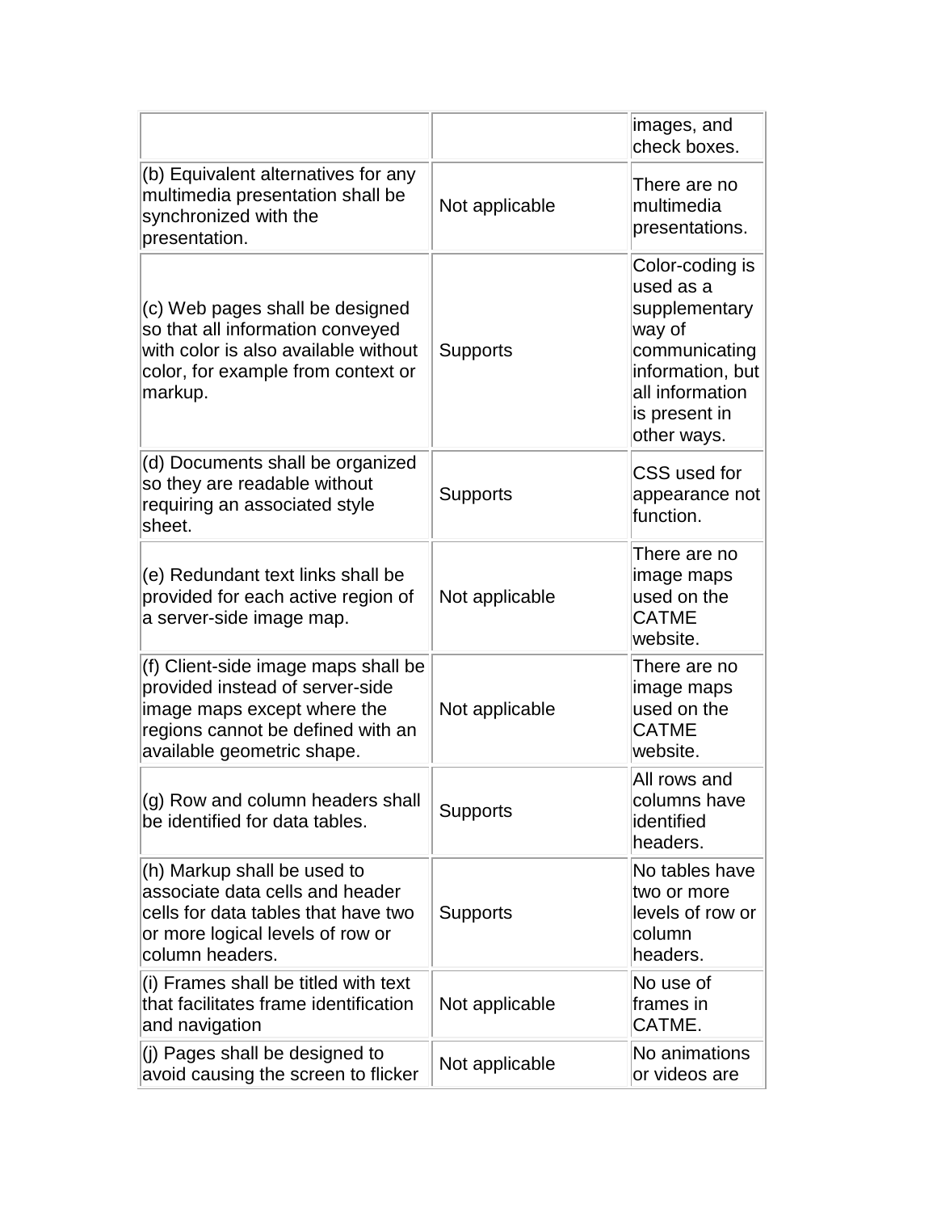| | | images, and check boxes. |
|---|---|---|
| (b) Equivalent alternatives for any multimedia presentation shall be synchronized with the presentation. | Not applicable | There are no multimedia presentations. |
| (c) Web pages shall be designed so that all information conveyed with color is also available without color, for example from context or markup. | Supports | Color-coding is used as a supplementary way of communicating information, but all information is present in other ways. |
| (d) Documents shall be organized so they are readable without requiring an associated style sheet. | Supports | CSS used for appearance not function. |
| (e) Redundant text links shall be provided for each active region of a server-side image map. | Not applicable | There are no image maps used on the CATME website. |
| (f) Client-side image maps shall be provided instead of server-side image maps except where the regions cannot be defined with an available geometric shape. | Not applicable | There are no image maps used on the CATME website. |
| (g) Row and column headers shall be identified for data tables. | Supports | All rows and columns have identified headers. |
| (h) Markup shall be used to associate data cells and header cells for data tables that have two or more logical levels of row or column headers. | Supports | No tables have two or more levels of row or column headers. |
| (i) Frames shall be titled with text that facilitates frame identification and navigation | Not applicable | No use of frames in CATME. |
| (j) Pages shall be designed to avoid causing the screen to flicker | Not applicable | No animations or videos are |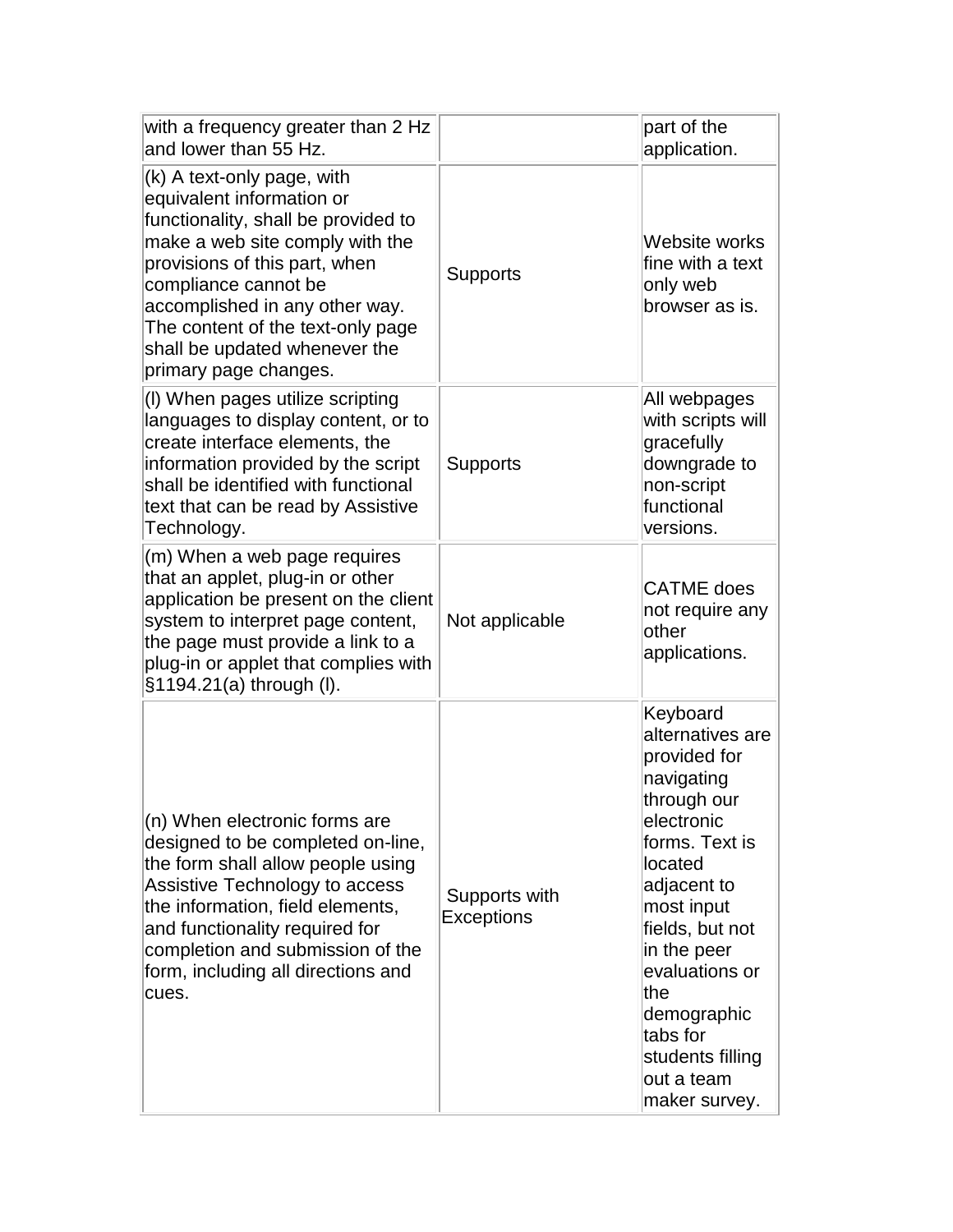| | | |
|---|---|---|
| with a frequency greater than 2 Hz and lower than 55 Hz. | | part of the application. |
| (k) A text-only page, with equivalent information or functionality, shall be provided to make a web site comply with the provisions of this part, when compliance cannot be accomplished in any other way. The content of the text-only page shall be updated whenever the primary page changes. | Supports | Website works fine with a text only web browser as is. |
| (l) When pages utilize scripting languages to display content, or to create interface elements, the information provided by the script shall be identified with functional text that can be read by Assistive Technology. | Supports | All webpages with scripts will gracefully downgrade to non-script functional versions. |
| (m) When a web page requires that an applet, plug-in or other application be present on the client system to interpret page content, the page must provide a link to a plug-in or applet that complies with §1194.21(a) through (l). | Not applicable | CATME does not require any other applications. |
| (n) When electronic forms are designed to be completed on-line, the form shall allow people using Assistive Technology to access the information, field elements, and functionality required for completion and submission of the form, including all directions and cues. | Supports with Exceptions | Keyboard alternatives are provided for navigating through our electronic forms. Text is located adjacent to most input fields, but not in the peer evaluations or the demographic tabs for students filling out a team maker survey. |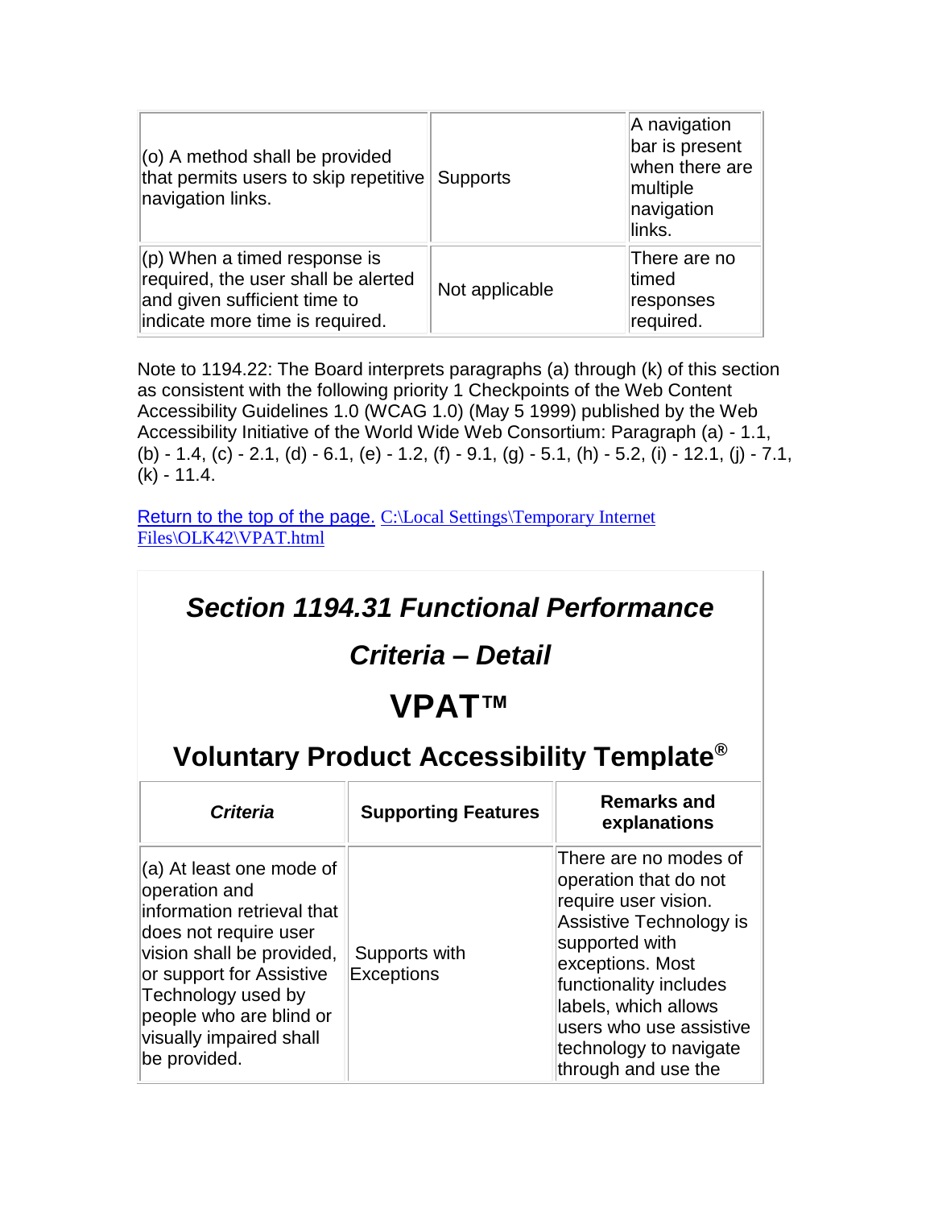| | | |
|---|---|---|
| (o) A method shall be provided that permits users to skip repetitive navigation links. | Supports | A navigation bar is present when there are multiple navigation links. |
| (p) When a timed response is required, the user shall be alerted and given sufficient time to indicate more time is required. | Not applicable | There are no timed responses required. |

Note to 1194.22: The Board interprets paragraphs (a) through (k) of this section as consistent with the following priority 1 Checkpoints of the Web Content Accessibility Guidelines 1.0 (WCAG 1.0) (May 5 1999) published by the Web Accessibility Initiative of the World Wide Web Consortium: Paragraph (a) - 1.1, (b) - 1.4, (c) - 2.1, (d) - 6.1, (e) - 1.2, (f) - 9.1, (g) - 5.1, (h) - 5.2, (i) - 12.1, (j) - 7.1, (k) - 11.4.

[Return to the top of the page.](C:\Local Settings\Temporary Internet Files\OLK42\VPAT.html) C:\Local Settings\Temporary Internet Files\OLK42\VPAT.html

## *Section 1194.31 Functional Performance Criteria – Detail*

# VPAT™

## Voluntary Product Accessibility Template®

| *Criteria* | **Supporting Features** | **Remarks and explanations** |
|---|---|---|
| (a) At least one mode of operation and information retrieval that does not require user vision shall be provided, or support for Assistive Technology used by people who are blind or visually impaired shall be provided. | Supports with Exceptions | There are no modes of operation that do not require user vision. Assistive Technology is supported with exceptions. Most functionality includes labels, which allows users who use assistive technology to navigate through and use the |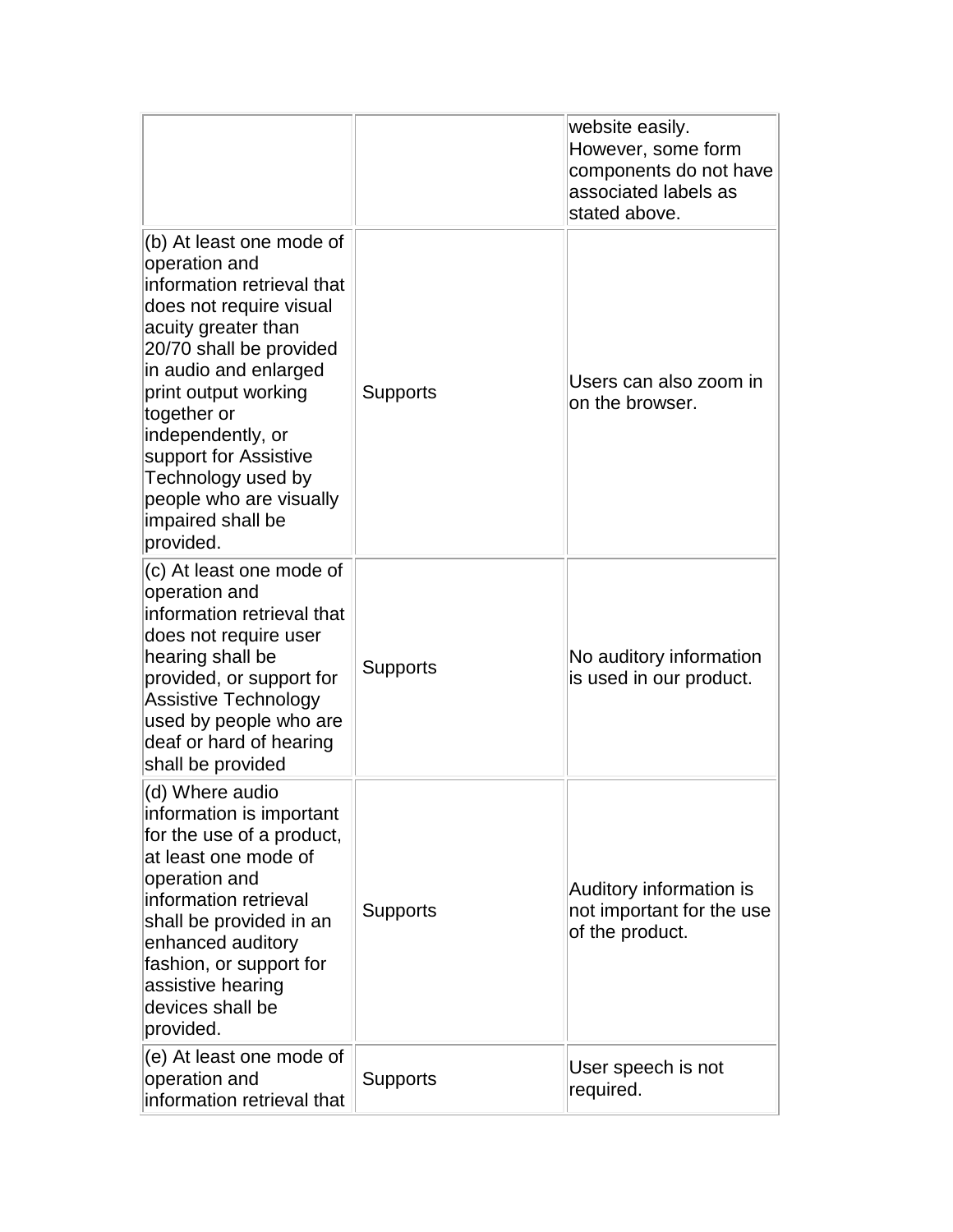| | | |
|---|---|---|
| | | website easily. However, some form components do not have associated labels as stated above. |
| (b) At least one mode of operation and information retrieval that does not require visual acuity greater than 20/70 shall be provided in audio and enlarged print output working together or independently, or support for Assistive Technology used by people who are visually impaired shall be provided. | Supports | Users can also zoom in on the browser. |
| (c) At least one mode of operation and information retrieval that does not require user hearing shall be provided, or support for Assistive Technology used by people who are deaf or hard of hearing shall be provided | Supports | No auditory information is used in our product. |
| (d) Where audio information is important for the use of a product, at least one mode of operation and information retrieval shall be provided in an enhanced auditory fashion, or support for assistive hearing devices shall be provided. | Supports | Auditory information is not important for the use of the product. |
| (e) At least one mode of operation and information retrieval that | Supports | User speech is not required. |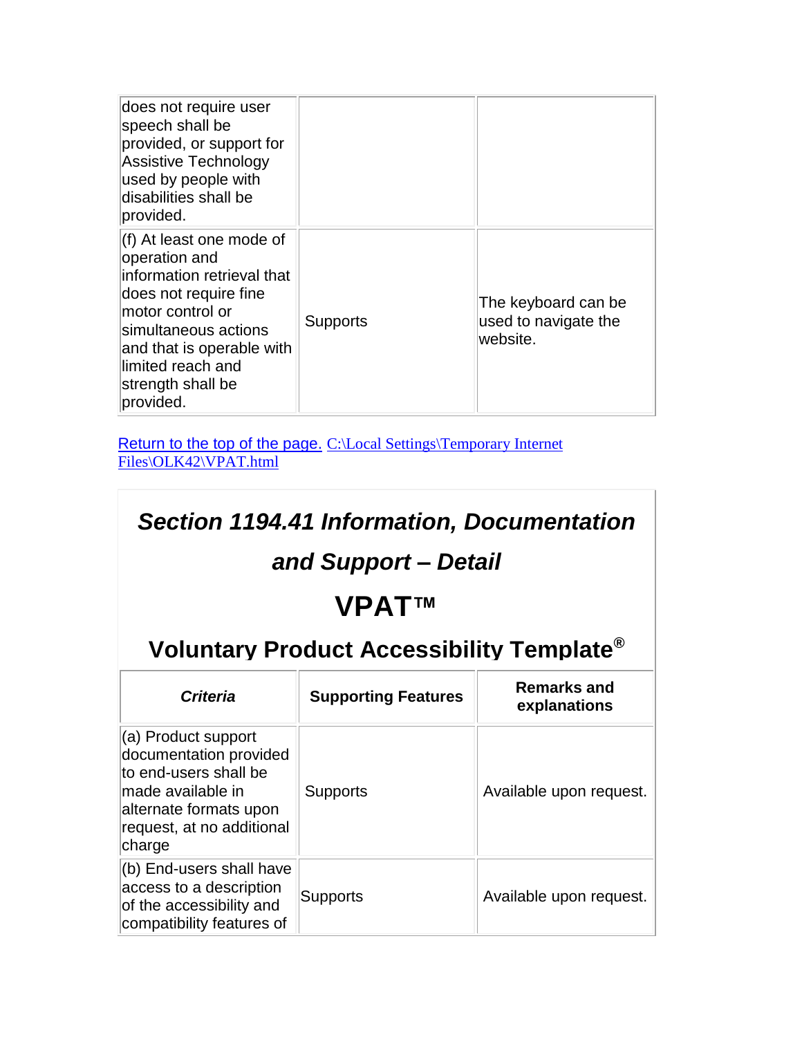| | | |
|---|---|---|
| does not require user speech shall be provided, or support for Assistive Technology used by people with disabilities shall be provided. | | |
| (f) At least one mode of operation and information retrieval that does not require fine motor control or simultaneous actions and that is operable with limited reach and strength shall be provided. | Supports | The keyboard can be used to navigate the website. |

[Return to the top of the page.](#) [C:\Local Settings\Temporary Internet Files\OLK42\VPAT.html](C:\Local Settings\Temporary Internet Files\OLK42\VPAT.html)

## *Section 1194.41 Information, Documentation and Support – Detail*

## VPAT™

### Voluntary Product Accessibility Template®

| *Criteria* | Supporting Features | Remarks and explanations |
|---|---|---|
| (a) Product support documentation provided to end-users shall be made available in alternate formats upon request, at no additional charge | Supports | Available upon request. |
| (b) End-users shall have access to a description of the accessibility and compatibility features of | Supports | Available upon request. |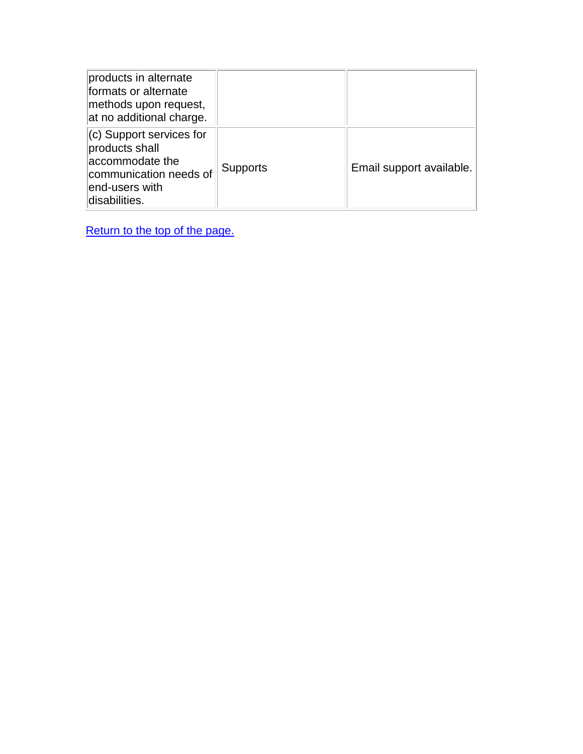| | | |
|---|---|---|
| products in alternate formats or alternate methods upon request, at no additional charge. | | |
| (c) Support services for products shall accommodate the communication needs of end-users with disabilities. | Supports | Email support available. |

Return to the top of the page.